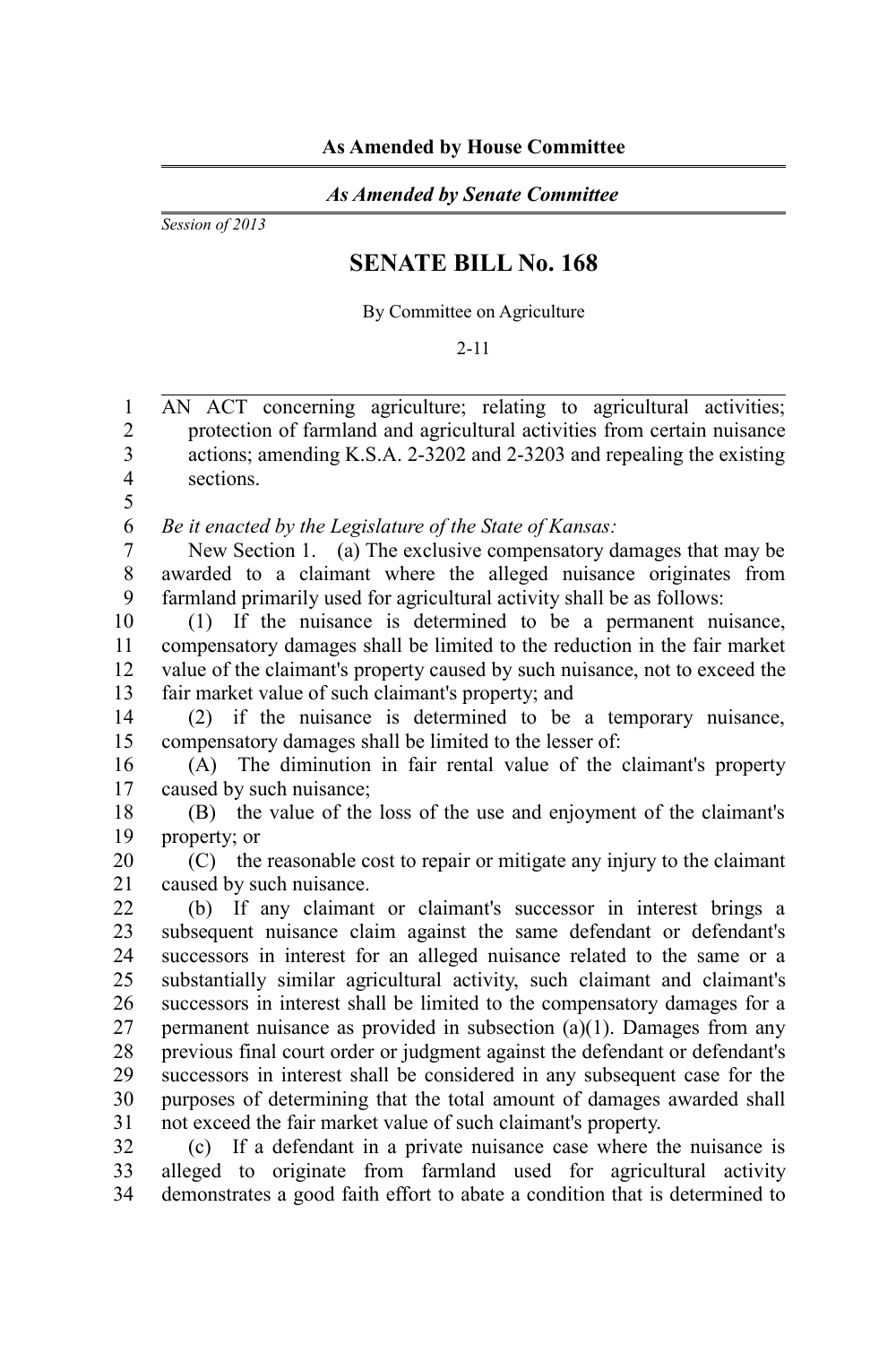**As Amended by House Committee**

*As Amended by Senate Committee*

*Session of 2013*

# SENATE BILL No. 168

By Committee on Agriculture

2-11

AN ACT concerning agriculture; relating to agricultural activities; protection of farmland and agricultural activities from certain nuisance actions; amending K.S.A. 2-3202 and 2-3203 and repealing the existing sections.

*Be it enacted by the Legislature of the State of Kansas:*

New Section 1. (a) The exclusive compensatory damages that may be awarded to a claimant where the alleged nuisance originates from farmland primarily used for agricultural activity shall be as follows:

(1) If the nuisance is determined to be a permanent nuisance, compensatory damages shall be limited to the reduction in the fair market value of the claimant's property caused by such nuisance, not to exceed the fair market value of such claimant's property; and

(2) if the nuisance is determined to be a temporary nuisance, compensatory damages shall be limited to the lesser of:

(A) The diminution in fair rental value of the claimant's property caused by such nuisance;

(B) the value of the loss of the use and enjoyment of the claimant's property; or

(C) the reasonable cost to repair or mitigate any injury to the claimant caused by such nuisance.

(b) If any claimant or claimant's successor in interest brings a subsequent nuisance claim against the same defendant or defendant's successors in interest for an alleged nuisance related to the same or a substantially similar agricultural activity, such claimant and claimant's successors in interest shall be limited to the compensatory damages for a permanent nuisance as provided in subsection (a)(1). Damages from any previous final court order or judgment against the defendant or defendant's successors in interest shall be considered in any subsequent case for the purposes of determining that the total amount of damages awarded shall not exceed the fair market value of such claimant's property.

(c) If a defendant in a private nuisance case where the nuisance is alleged to originate from farmland used for agricultural activity demonstrates a good faith effort to abate a condition that is determined to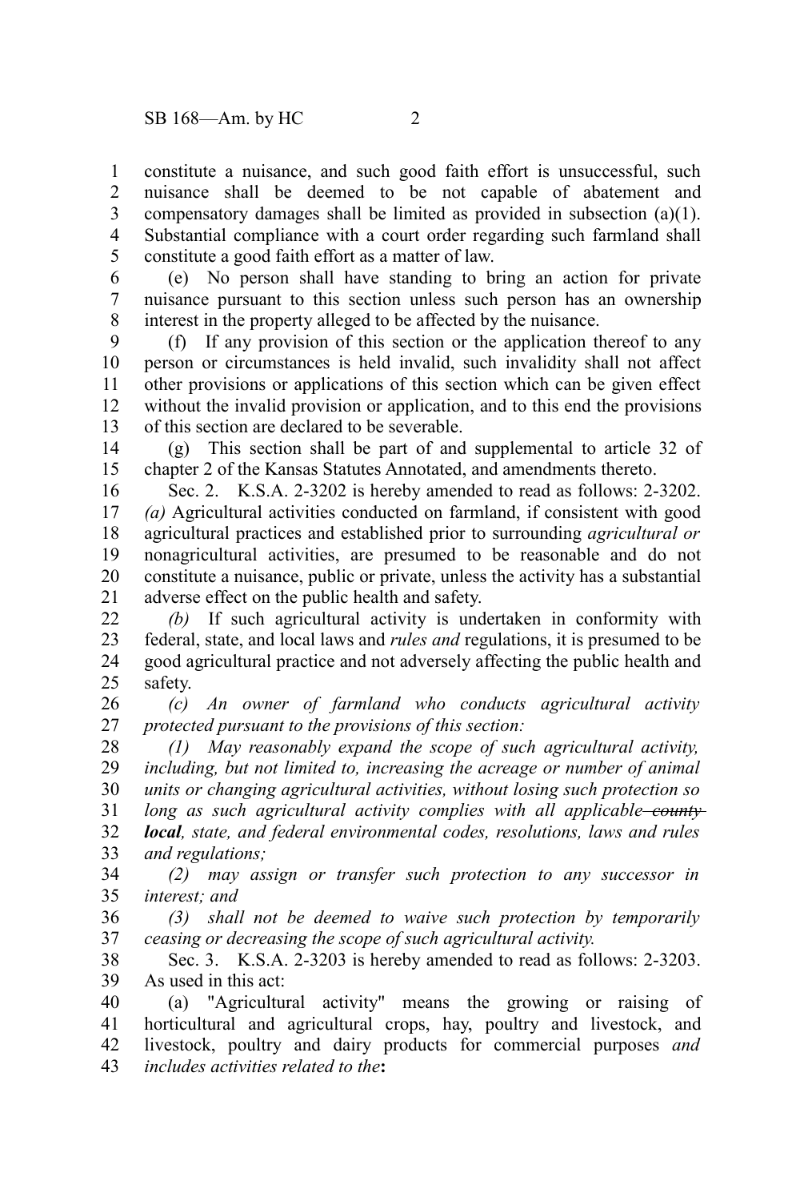constitute a nuisance, and such good faith effort is unsuccessful, such nuisance shall be deemed to be not capable of abatement and compensatory damages shall be limited as provided in subsection (a)(1). Substantial compliance with a court order regarding such farmland shall constitute a good faith effort as a matter of law.

(e) No person shall have standing to bring an action for private nuisance pursuant to this section unless such person has an ownership interest in the property alleged to be affected by the nuisance.

(f) If any provision of this section or the application thereof to any person or circumstances is held invalid, such invalidity shall not affect other provisions or applications of this section which can be given effect without the invalid provision or application, and to this end the provisions of this section are declared to be severable.

(g) This section shall be part of and supplemental to article 32 of chapter 2 of the Kansas Statutes Annotated, and amendments thereto.

Sec. 2. K.S.A. 2-3202 is hereby amended to read as follows: 2-3202. *(a)* Agricultural activities conducted on farmland, if consistent with good agricultural practices and established prior to surrounding *agricultural or* nonagricultural activities, are presumed to be reasonable and do not constitute a nuisance, public or private, unless the activity has a substantial adverse effect on the public health and safety.

*(b)* If such agricultural activity is undertaken in conformity with federal, state, and local laws and *rules and* regulations, it is presumed to be good agricultural practice and not adversely affecting the public health and safety.

*(c) An owner of farmland who conducts agricultural activity protected pursuant to the provisions of this section:*

*(1) May reasonably expand the scope of such agricultural activity, including, but not limited to, increasing the acreage or number of animal units or changing agricultural activities, without losing such protection so long as such agricultural activity complies with all applicable ~~county~~* ***local****, state, and federal environmental codes, resolutions, laws and rules and regulations;*

*(2) may assign or transfer such protection to any successor in interest; and*

*(3) shall not be deemed to waive such protection by temporarily ceasing or decreasing the scope of such agricultural activity.*

Sec. 3. K.S.A. 2-3203 is hereby amended to read as follows: 2-3203. As used in this act:

(a) "Agricultural activity" means the growing or raising of horticultural and agricultural crops, hay, poultry and livestock, and livestock, poultry and dairy products for commercial purposes *and includes activities related to the***:**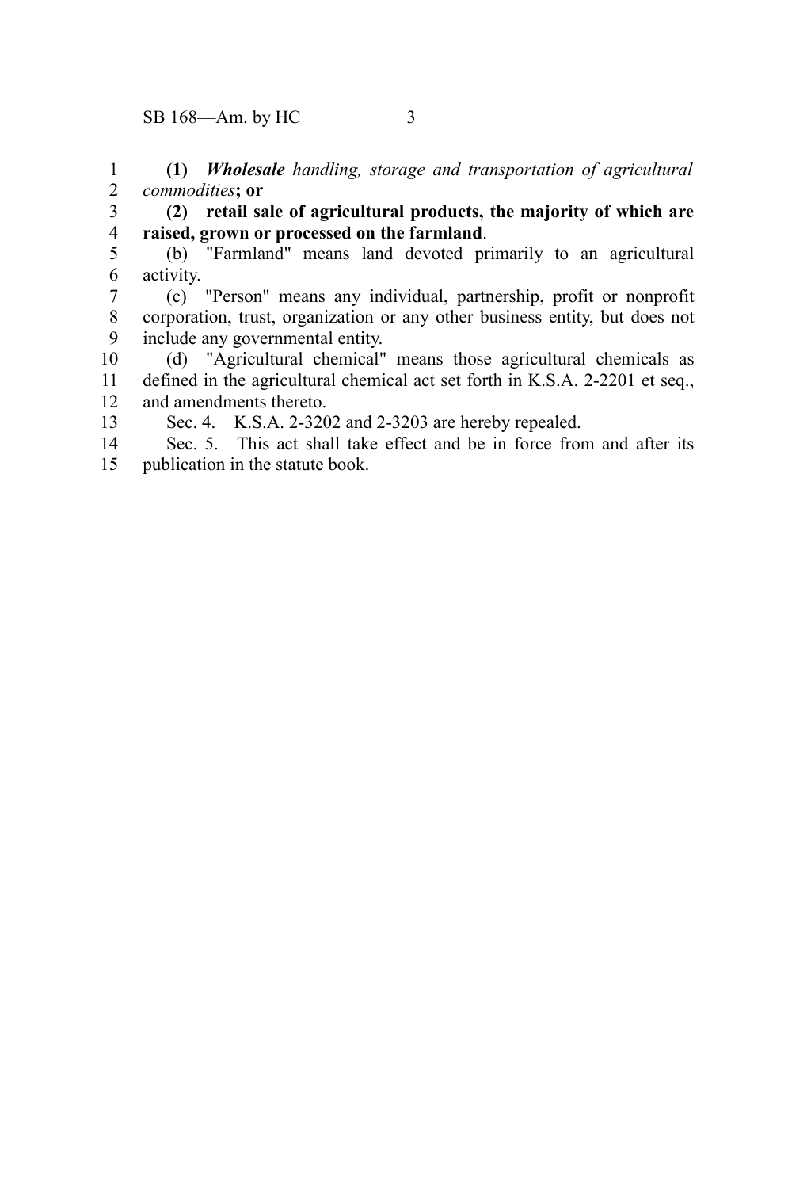**(1)** ***Wholesale*** *handling, storage and transportation of agricultural commodities***; or**

**(2) retail sale of agricultural products, the majority of which are raised, grown or processed on the farmland**.

(b) "Farmland" means land devoted primarily to an agricultural activity.

(c) "Person" means any individual, partnership, profit or nonprofit corporation, trust, organization or any other business entity, but does not include any governmental entity.

(d) "Agricultural chemical" means those agricultural chemicals as defined in the agricultural chemical act set forth in K.S.A. 2-2201 et seq., and amendments thereto.

Sec. 4. K.S.A. 2-3202 and 2-3203 are hereby repealed.

Sec. 5. This act shall take effect and be in force from and after its publication in the statute book.